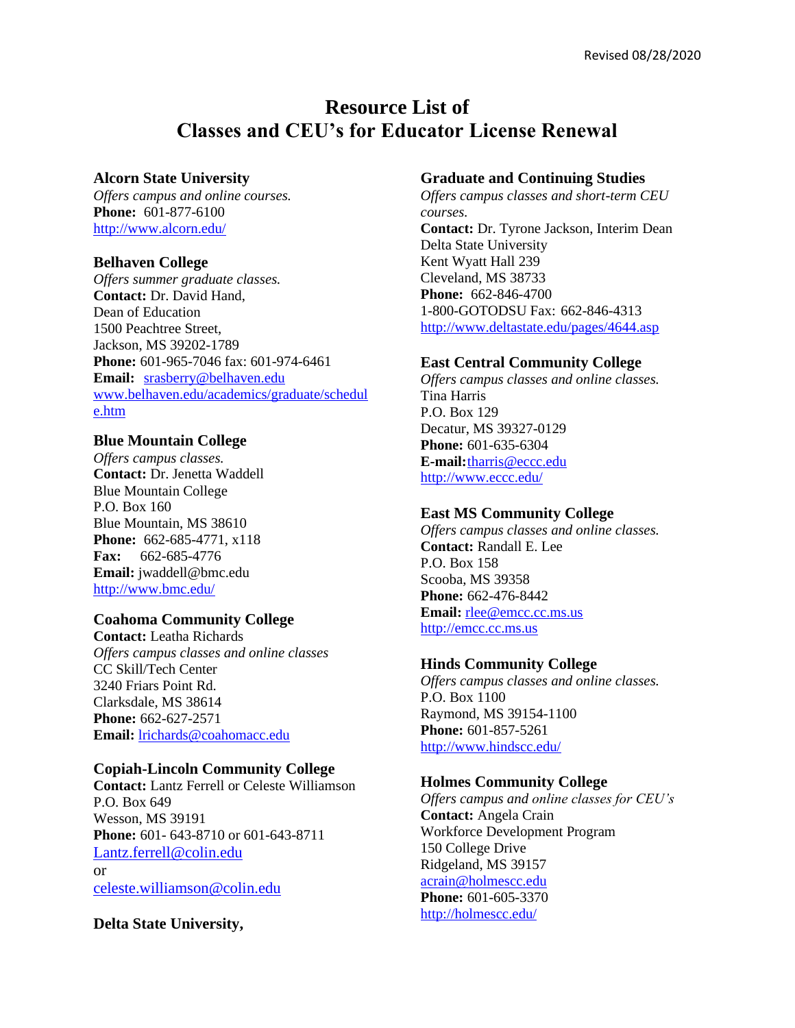Revised 08/28/2020

# Resource List of Classes and CEU's for Educator License Renewal

### Alcorn State University

*Offers campus and online courses.*
**Phone:** 601-877-6100
http://www.alcorn.edu/

### Belhaven College

*Offers summer graduate classes.*
**Contact:** Dr. David Hand,
Dean of Education
1500 Peachtree Street,
Jackson, MS 39202-1789
**Phone:** 601-965-7046 fax: 601-974-6461
**Email:** srasberry@belhaven.edu
www.belhaven.edu/academics/graduate/schedule.htm

### Blue Mountain College

*Offers campus classes.*
**Contact:** Dr. Jenetta Waddell
Blue Mountain College
P.O. Box 160
Blue Mountain, MS 38610
**Phone:** 662-685-4771, x118
**Fax:** 662-685-4776
**Email:** jwaddell@bmc.edu
http://www.bmc.edu/

### Coahoma Community College

**Contact:** Leatha Richards
*Offers campus classes and online classes*
CC Skill/Tech Center
3240 Friars Point Rd.
Clarksdale, MS 38614
**Phone:** 662-627-2571
**Email:** lrichards@coahomacc.edu

### Copiah-Lincoln Community College

**Contact:** Lantz Ferrell or Celeste Williamson
P.O. Box 649
Wesson, MS 39191
**Phone:** 601- 643-8710 or 601-643-8711
Lantz.ferrell@colin.edu
or
celeste.williamson@colin.edu

### Delta State University,

### Graduate and Continuing Studies

*Offers campus classes and short-term CEU courses.*
**Contact:** Dr. Tyrone Jackson, Interim Dean
Delta State University
Kent Wyatt Hall 239
Cleveland, MS 38733
**Phone:** 662-846-4700
1-800-GOTODSU Fax: 662-846-4313
http://www.deltastate.edu/pages/4644.asp

### East Central Community College

*Offers campus classes and online classes.*
Tina Harris
P.O. Box 129
Decatur, MS 39327-0129
**Phone:** 601-635-6304
**E-mail:** tharris@eccc.edu
http://www.eccc.edu/

### East MS Community College

*Offers campus classes and online classes.*
**Contact:** Randall E. Lee
P.O. Box 158
Scooba, MS 39358
**Phone:** 662-476-8442
**Email:** rlee@emcc.cc.ms.us
http://emcc.cc.ms.us

### Hinds Community College

*Offers campus classes and online classes.*
P.O. Box 1100
Raymond, MS 39154-1100
**Phone:** 601-857-5261
http://www.hindscc.edu/

### Holmes Community College

*Offers campus and online classes for CEU's*
**Contact:** Angela Crain
Workforce Development Program
150 College Drive
Ridgeland, MS 39157
acrain@holmescc.edu
**Phone:** 601-605-3370
http://holmescc.edu/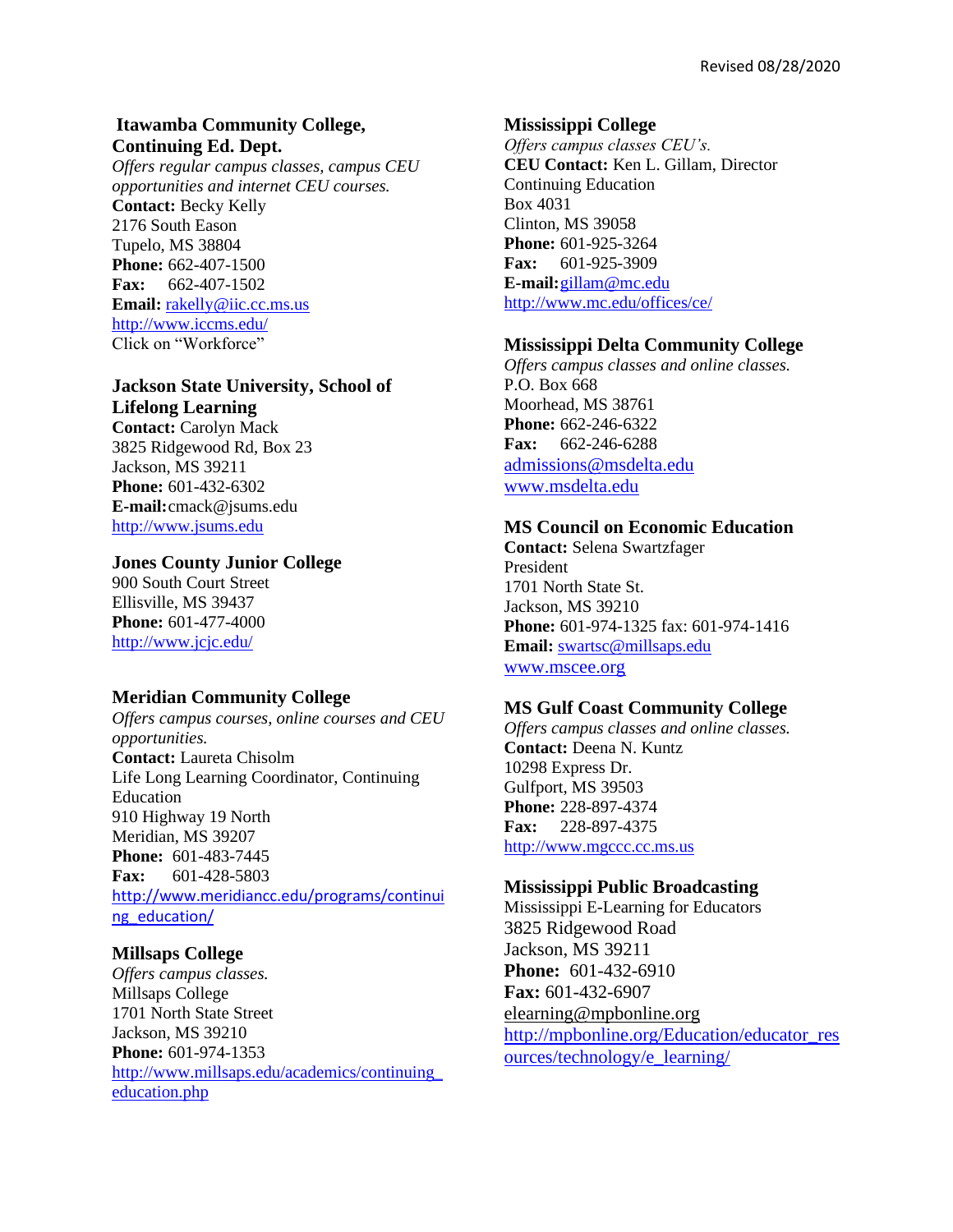### Itawamba Community College, Continuing Ed. Dept.

*Offers regular campus classes, campus CEU opportunities and internet CEU courses.*
**Contact:** Becky Kelly
2176 South Eason
Tupelo, MS 38804
**Phone:** 662-407-1500
**Fax:** 662-407-1502
**Email:** rakelly@iic.cc.ms.us
http://www.iccms.edu/
Click on “Workforce”

### Jackson State University, School of Lifelong Learning

**Contact:** Carolyn Mack
3825 Ridgewood Rd, Box 23
Jackson, MS 39211
**Phone:** 601-432-6302
**E-mail:** cmack@jsums.edu
http://www.jsums.edu

### Jones County Junior College

900 South Court Street
Ellisville, MS 39437
**Phone:** 601-477-4000
http://www.jcjc.edu/

### Meridian Community College

*Offers campus courses, online courses and CEU opportunities.*
**Contact:** Laureta Chisolm
Life Long Learning Coordinator, Continuing Education
910 Highway 19 North
Meridian, MS 39207
**Phone:** 601-483-7445
**Fax:** 601-428-5803
http://www.meridiancc.edu/programs/continuing_education/

### Millsaps College

*Offers campus classes.*
Millsaps College
1701 North State Street
Jackson, MS 39210
**Phone:** 601-974-1353
http://www.millsaps.edu/academics/continuing_education.php

### Mississippi College

*Offers campus classes CEU’s.*
**CEU Contact:** Ken L. Gillam, Director
Continuing Education
Box 4031
Clinton, MS 39058
**Phone:** 601-925-3264
**Fax:** 601-925-3909
**E-mail:** gillam@mc.edu
http://www.mc.edu/offices/ce/

### Mississippi Delta Community College

*Offers campus classes and online classes.*
P.O. Box 668
Moorhead, MS 38761
**Phone:** 662-246-6322
**Fax:** 662-246-6288
admissions@msdelta.edu
www.msdelta.edu

### MS Council on Economic Education

**Contact:** Selena Swartzfager
President
1701 North State St.
Jackson, MS 39210
**Phone:** 601-974-1325 fax: 601-974-1416
**Email:** swartsc@millsaps.edu
www.mscee.org

### MS Gulf Coast Community College

*Offers campus classes and online classes.*
**Contact:** Deena N. Kuntz
10298 Express Dr.
Gulfport, MS 39503
**Phone:** 228-897-4374
**Fax:** 228-897-4375
http://www.mgccc.cc.ms.us

### Mississippi Public Broadcasting

Mississippi E-Learning for Educators
3825 Ridgewood Road
Jackson, MS 39211
**Phone:** 601-432-6910
**Fax:** 601-432-6907
elearning@mpbonline.org
http://mpbonline.org/Education/educator_resources/technology/e_learning/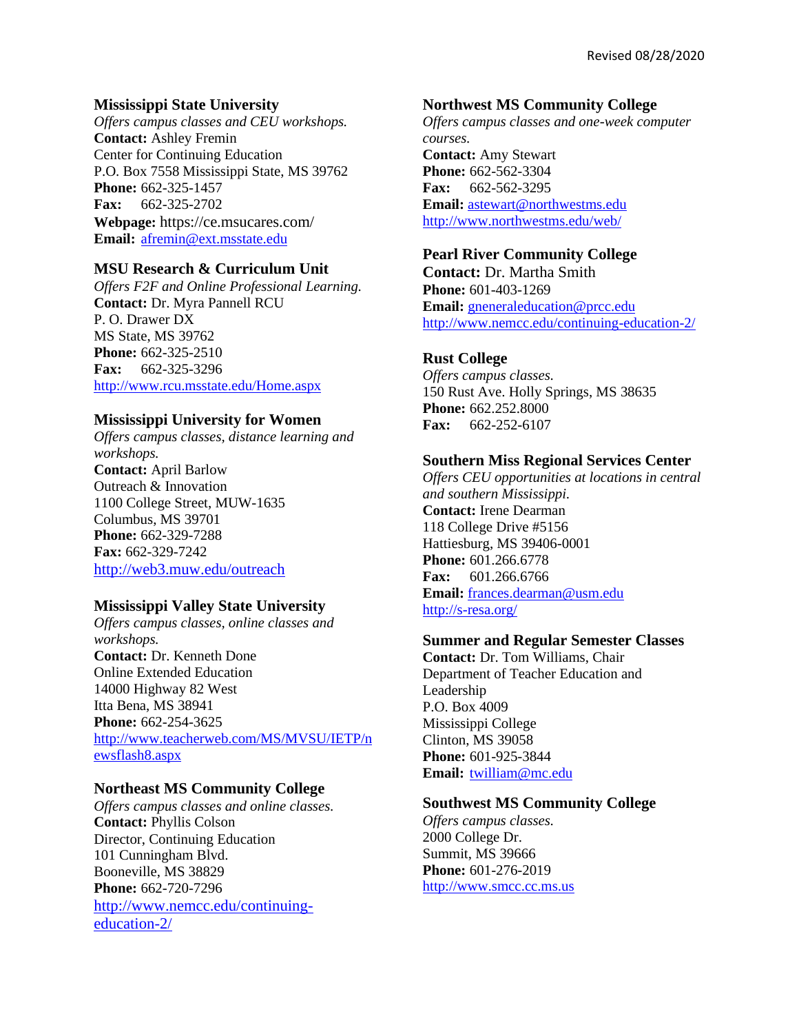### Mississippi State University

*Offers campus classes and CEU workshops.*
**Contact:** Ashley Fremin
Center for Continuing Education
P.O. Box 7558 Mississippi State, MS 39762
**Phone:** 662-325-1457
**Fax:** 662-325-2702
**Webpage:** https://ce.msucares.com/
**Email:** afremin@ext.msstate.edu

### MSU Research & Curriculum Unit

*Offers F2F and Online Professional Learning.*
**Contact:** Dr. Myra Pannell RCU
P. O. Drawer DX
MS State, MS 39762
**Phone:** 662-325-2510
**Fax:** 662-325-3296
http://www.rcu.msstate.edu/Home.aspx

### Mississippi University for Women

*Offers campus classes, distance learning and workshops.*
**Contact:** April Barlow
Outreach & Innovation
1100 College Street, MUW-1635
Columbus, MS 39701
**Phone:** 662-329-7288
**Fax:** 662-329-7242
http://web3.muw.edu/outreach

### Mississippi Valley State University

*Offers campus classes, online classes and workshops.*
**Contact:** Dr. Kenneth Done
Online Extended Education
14000 Highway 82 West
Itta Bena, MS 38941
**Phone:** 662-254-3625
http://www.teacherweb.com/MS/MVSU/IETP/newsflash8.aspx

### Northeast MS Community College

*Offers campus classes and online classes.*
**Contact:** Phyllis Colson
Director, Continuing Education
101 Cunningham Blvd.
Booneville, MS 38829
**Phone:** 662-720-7296
http://www.nemcc.edu/continuing-education-2/

### Northwest MS Community College

*Offers campus classes and one-week computer courses.*
**Contact:** Amy Stewart
**Phone:** 662-562-3304
**Fax:** 662-562-3295
**Email:** astewart@northwestms.edu
http://www.northwestms.edu/web/

### Pearl River Community College

**Contact:** Dr. Martha Smith
**Phone:** 601-403-1269
**Email:** gneneraleducation@prcc.edu
http://www.nemcc.edu/continuing-education-2/

### Rust College

*Offers campus classes.*
150 Rust Ave. Holly Springs, MS 38635
**Phone:** 662.252.8000
**Fax:** 662-252-6107

### Southern Miss Regional Services Center

*Offers CEU opportunities at locations in central and southern Mississippi.*
**Contact:** Irene Dearman
118 College Drive #5156
Hattiesburg, MS 39406-0001
**Phone:** 601.266.6778
**Fax:** 601.266.6766
**Email:** frances.dearman@usm.edu
http://s-resa.org/

### Summer and Regular Semester Classes

**Contact:** Dr. Tom Williams, Chair
Department of Teacher Education and Leadership
P.O. Box 4009
Mississippi College
Clinton, MS 39058
**Phone:** 601-925-3844
**Email:** twilliam@mc.edu

### Southwest MS Community College

*Offers campus classes.*
2000 College Dr.
Summit, MS 39666
**Phone:** 601-276-2019
http://www.smcc.cc.ms.us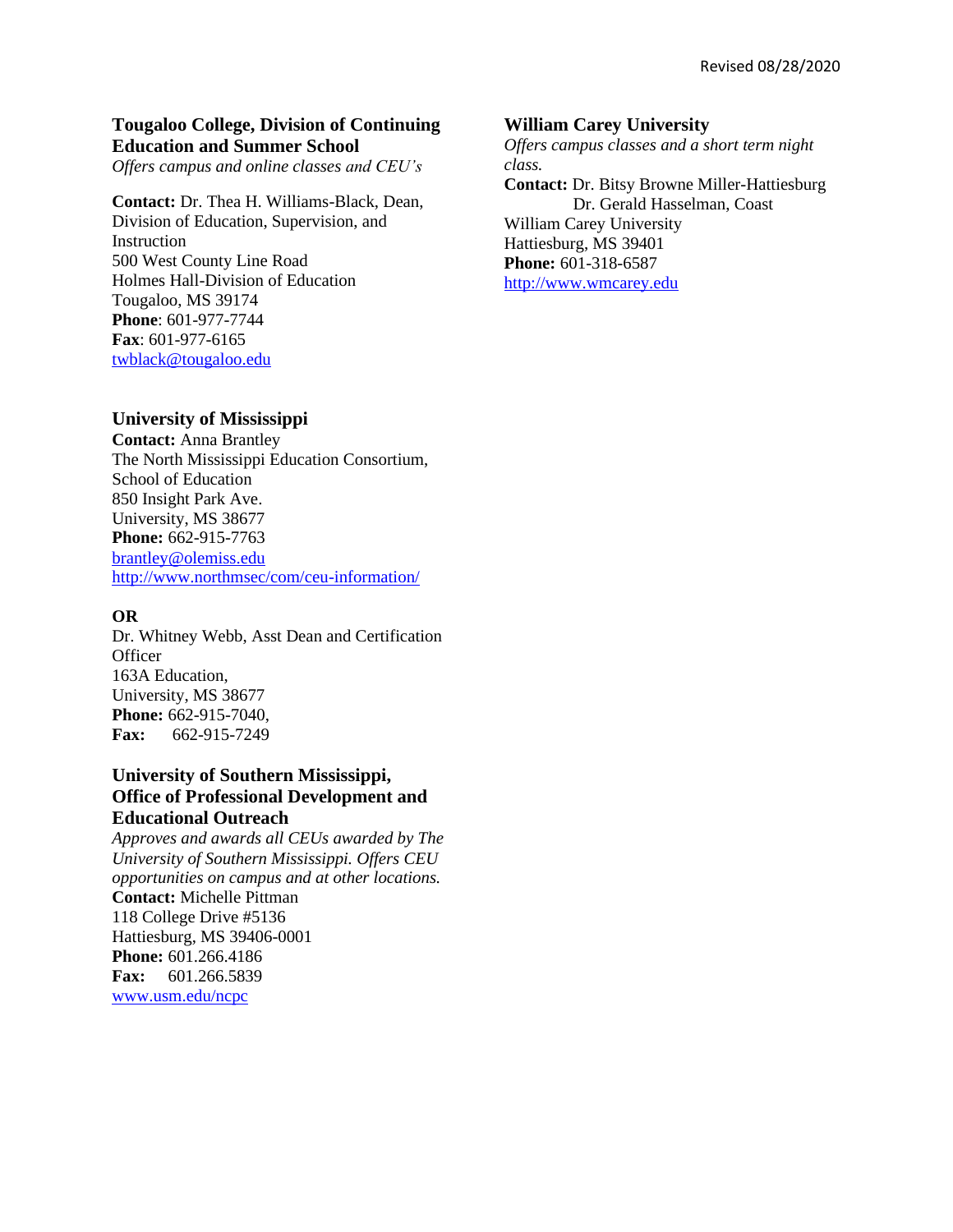### Tougaloo College, Division of Continuing Education and Summer School

*Offers campus and online classes and CEU's*

**Contact:** Dr. Thea H. Williams-Black, Dean, Division of Education, Supervision, and Instruction
500 West County Line Road
Holmes Hall-Division of Education
Tougaloo, MS 39174
**Phone**: 601-977-7744
**Fax**: 601-977-6165
twblack@tougaloo.edu

### University of Mississippi

**Contact:** Anna Brantley
The North Mississippi Education Consortium, School of Education
850 Insight Park Ave.
University, MS 38677
**Phone:** 662-915-7763
brantley@olemiss.edu
http://www.northmsec/com/ceu-information/

**OR**

Dr. Whitney Webb, Asst Dean and Certification Officer
163A Education,
University, MS 38677
**Phone:** 662-915-7040,
**Fax:** 662-915-7249

### University of Southern Mississippi, Office of Professional Development and Educational Outreach

*Approves and awards all CEUs awarded by The University of Southern Mississippi. Offers CEU opportunities on campus and at other locations.*

**Contact:** Michelle Pittman
118 College Drive #5136
Hattiesburg, MS 39406-0001
**Phone:** 601.266.4186
**Fax:** 601.266.5839
www.usm.edu/ncpc

### William Carey University

*Offers campus classes and a short term night class.*

**Contact:** Dr. Bitsy Browne Miller-Hattiesburg
Dr. Gerald Hasselman, Coast
William Carey University
Hattiesburg, MS 39401
**Phone:** 601-318-6587
http://www.wmcarey.edu